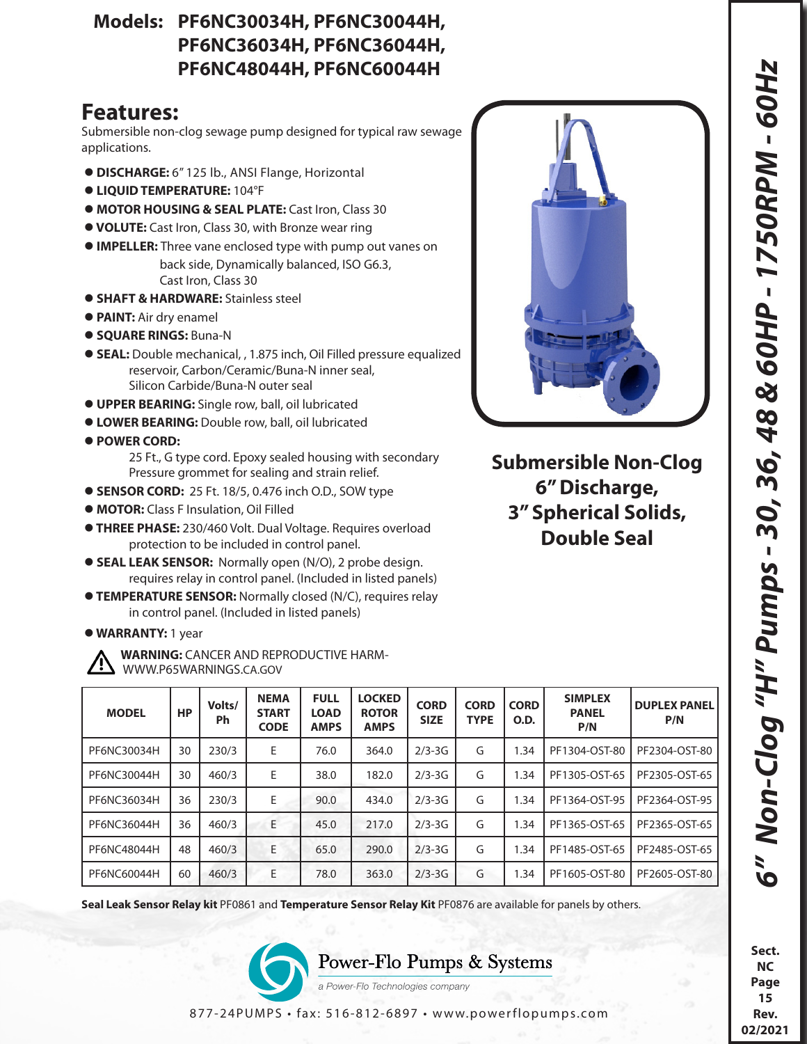# Models: PF6NC30034H, PF6NC30044H, PF6NC36034H, PF6NC36044H, PF6NC48044H, PF6NC60044H

## 6" Non-Clog "H" Pumps - 30, 36, 48 & 60HP - 1750RPM - 60Hz

## Features:

Submersible non-clog sewage pump designed for typical raw sewage applications.

- **DISCHARGE:** 6" 125 lb., ANSI Flange, Horizontal
- **LIQUID TEMPERATURE:** 104°F
- **MOTOR HOUSING & SEAL PLATE:** Cast Iron, Class 30
- **VOLUTE:** Cast Iron, Class 30, with Bronze wear ring
- **IMPELLER:** Three vane enclosed type with pump out vanes on back side, Dynamically balanced, ISO G6.3, Cast Iron, Class 30
- **SHAFT & HARDWARE:** Stainless steel
- **PAINT:** Air dry enamel
- **SQUARE RINGS:** Buna-N
- **SEAL:** Double mechanical, , 1.875 inch, Oil Filled pressure equalized reservoir, Carbon/Ceramic/Buna-N inner seal, Silicon Carbide/Buna-N outer seal
- **UPPER BEARING:** Single row, ball, oil lubricated
- **LOWER BEARING:** Double row, ball, oil lubricated
- **POWER CORD:** 25 Ft., G type cord. Epoxy sealed housing with secondary Pressure grommet for sealing and strain relief.
- **SENSOR CORD:** 25 Ft. 18/5, 0.476 inch O.D., SOW type
- **MOTOR:** Class F Insulation, Oil Filled
- **THREE PHASE:** 230/460 Volt. Dual Voltage. Requires overload protection to be included in control panel.
- **SEAL LEAK SENSOR:** Normally open (N/O), 2 probe design. requires relay in control panel. (Included in listed panels)
- **TEMPERATURE SENSOR:** Normally closed (N/C), requires relay in control panel. (Included in listed panels)
- **WARRANTY:** 1 year

**WARNING:** CANCER AND REPRODUCTIVE HARM- WWW.P65WARNINGS.CA.GOV

**Submersible Non-Clog 6" Discharge, 3" Spherical Solids, Double Seal**

| MODEL | HP | Volts/ Ph | NEMA START CODE | FULL LOAD AMPS | LOCKED ROTOR AMPS | CORD SIZE | CORD TYPE | CORD O.D. | SIMPLEX PANEL P/N | DUPLEX PANEL P/N |
|---|---|---|---|---|---|---|---|---|---|---|
| PF6NC30034H | 30 | 230/3 | E | 76.0 | 364.0 | 2/3-3G | G | 1.34 | PF1304-OST-80 | PF2304-OST-80 |
| PF6NC30044H | 30 | 460/3 | E | 38.0 | 182.0 | 2/3-3G | G | 1.34 | PF1305-OST-65 | PF2305-OST-65 |
| PF6NC36034H | 36 | 230/3 | E | 90.0 | 434.0 | 2/3-3G | G | 1.34 | PF1364-OST-95 | PF2364-OST-95 |
| PF6NC36044H | 36 | 460/3 | E | 45.0 | 217.0 | 2/3-3G | G | 1.34 | PF1365-OST-65 | PF2365-OST-65 |
| PF6NC48044H | 48 | 460/3 | E | 65.0 | 290.0 | 2/3-3G | G | 1.34 | PF1485-OST-65 | PF2485-OST-65 |
| PF6NC60044H | 60 | 460/3 | E | 78.0 | 363.0 | 2/3-3G | G | 1.34 | PF1605-OST-80 | PF2605-OST-80 |

**Seal Leak Sensor Relay kit** PF0861 and **Temperature Sensor Relay Kit** PF0876 are available for panels by others.

Power-Flo Pumps & Systems
*a Power-Flo Technologies company*

877-24PUMPS • fax: 516-812-6897 • www.powerflopumps.com

Sect. NC Page 15 Rev. 02/2021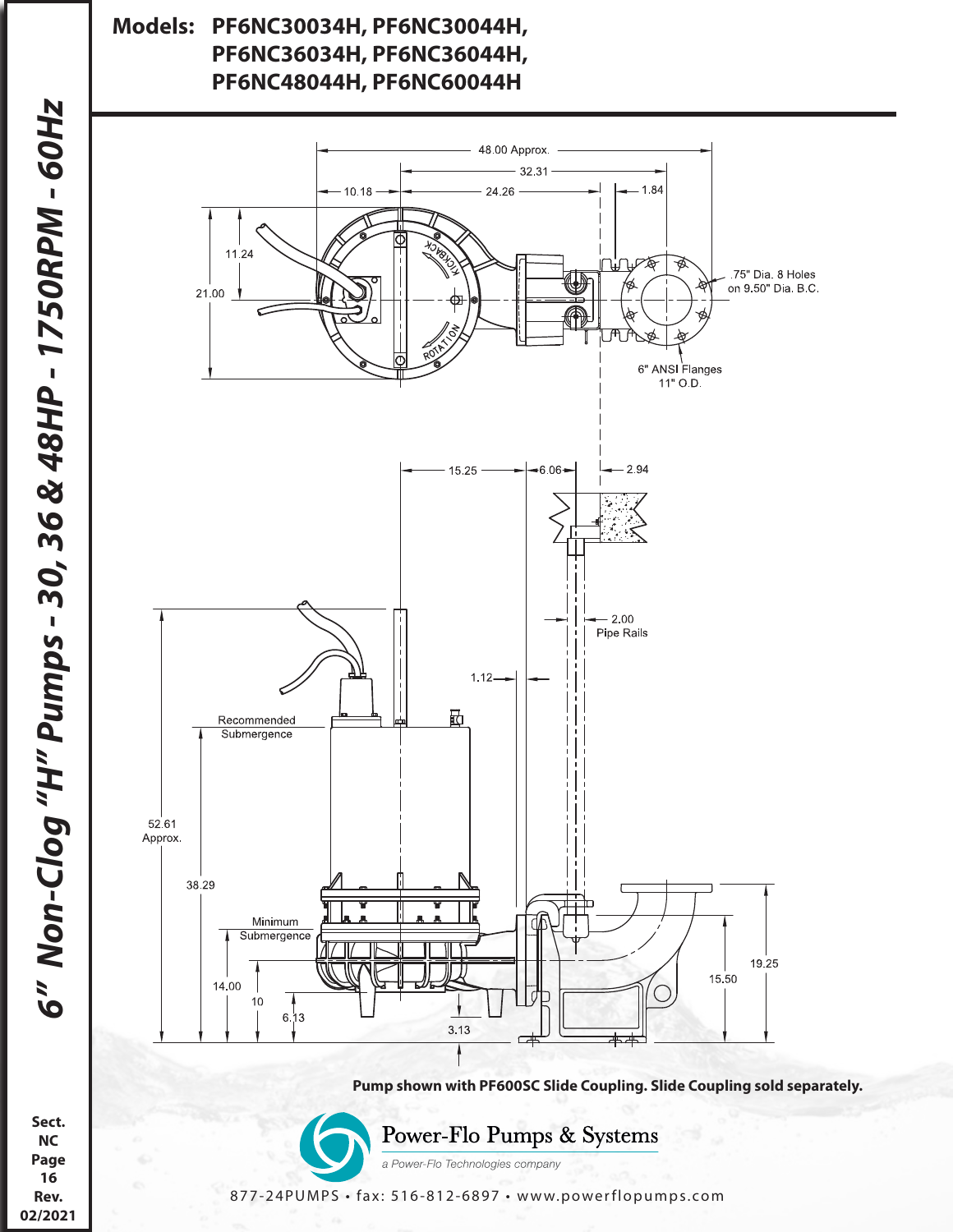# 6" Non-Clog "H" Pumps - 30, 36 & 48HP - 1750RPM - 60Hz

**Models: PF6NC30034H, PF6NC30044H, PF6NC36034H, PF6NC36044H, PF6NC48044H, PF6NC60044H**

48.00 Approx.

32.31

10.18

24.26

1.84

11.24

21.00

KICKBACK

ROTATION

.75" Dia. 8 Holes on 9.50" Dia. B.C.

6" ANSI Flanges 11" O.D.

15.25

6.06

2.94

2.00 Pipe Rails

1.12

Recommended Submergence

52.61 Approx.

38.29

Minimum Submergence

14.00

10

6.13

3.13

19.25

15.50

**Pump shown with PF600SC Slide Coupling. Slide Coupling sold separately.**

Power-Flo Pumps & Systems

a Power-Flo Technologies company

877-24PUMPS • fax: 516-812-6897 • www.powerflopumps.com

Sect. NC Page 16 Rev. 02/2021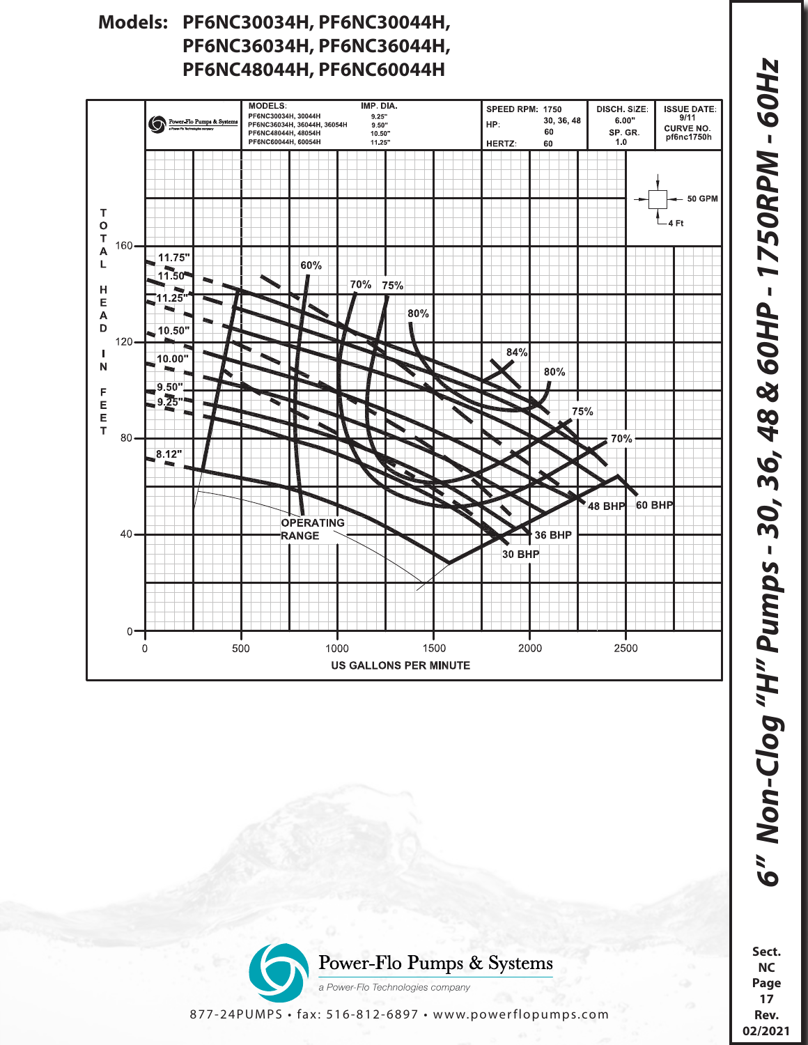**Models: PF6NC30034H, PF6NC30044H, PF6NC36034H, PF6NC36044H, PF6NC48044H, PF6NC60044H**

MODELS: IMP. DIA.
PF6NC30034H, 30044H 9.25"
PF6NC36034H, 36044H, 36054H 9.50"
PF6NC48044H, 48054H 10.50"
PF6NC60044H, 60054H 11.25"

SPEED RPM: 1750
HP: 30, 36, 48, 60
HERTZ: 60

DISCH. SIZE: 6.00"
SP. GR. 1.0

ISSUE DATE: 9/11
CURVE NO. pf6nc1750h

Power-Flo Pumps & Systems
a Power-Flo Technologies company

50 GPM
4 Ft

TOTAL HEAD IN FEET

0
40
80
120
160

11.75"
11.50"
11.25"
10.50"
10.00"
9.50"
9.25"
8.12"

60%
70%
75%
80%
84%
80%
75%
70%

48 BHP
60 BHP
36 BHP
30 BHP

OPERATING RANGE

0
500
1000
1500
2000
2500

US GALLONS PER MINUTE

Power-Flo Pumps & Systems
a Power-Flo Technologies company

877-24PUMPS • fax: 516-812-6897 • www.powerflopumps.com

*6" Non-Clog "H" Pumps - 30, 36, 48 & 60HP - 1750RPM - 60Hz*

Sect. NC Page 17 Rev. 02/2021